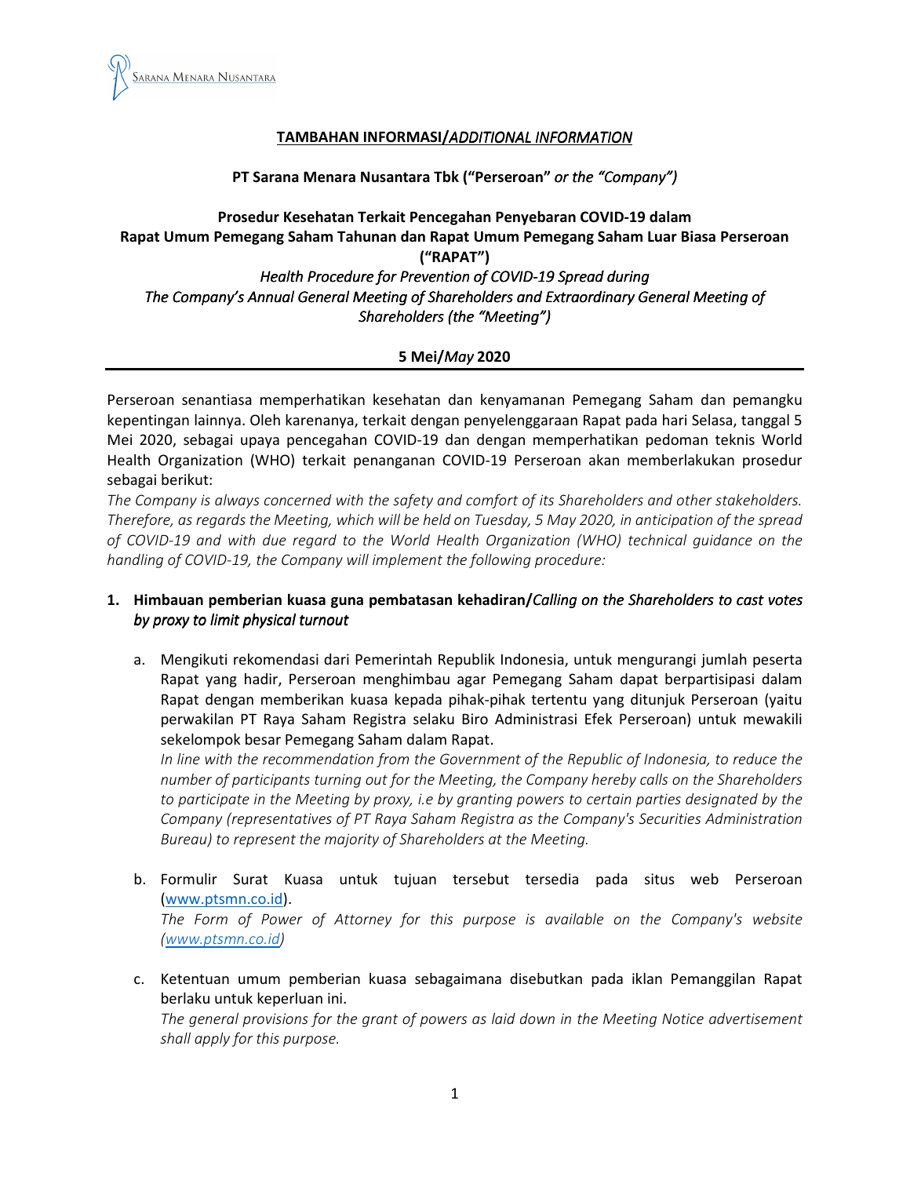Sarana Menara Nusantara

## TAMBAHAN INFORMASI/*ADDITIONAL INFORMATION*

**PT Sarana Menara Nusantara Tbk ("Perseroan"** *or the "Company")*

**Prosedur Kesehatan Terkait Pencegahan Penyebaran COVID-19 dalam Rapat Umum Pemegang Saham Tahunan dan Rapat Umum Pemegang Saham Luar Biasa Perseroan ("RAPAT")**
*Health Procedure for Prevention of COVID-19 Spread during The Company's Annual General Meeting of Shareholders and Extraordinary General Meeting of Shareholders (the "Meeting")*

**5 Mei/*May* 2020**

---

Perseroan senantiasa memperhatikan kesehatan dan kenyamanan Pemegang Saham dan pemangku kepentingan lainnya. Oleh karenanya, terkait dengan penyelenggaraan Rapat pada hari Selasa, tanggal 5 Mei 2020, sebagai upaya pencegahan COVID-19 dan dengan memperhatikan pedoman teknis World Health Organization (WHO) terkait penanganan COVID-19 Perseroan akan memberlakukan prosedur sebagai berikut:
*The Company is always concerned with the safety and comfort of its Shareholders and other stakeholders. Therefore, as regards the Meeting, which will be held on Tuesday, 5 May 2020, in anticipation of the spread of COVID-19 and with due regard to the World Health Organization (WHO) technical guidance on the handling of COVID-19, the Company will implement the following procedure:*

1. **Himbauan pemberian kuasa guna pembatasan kehadiran/*Calling on the Shareholders to cast votes by proxy to limit physical turnout***

   a. Mengikuti rekomendasi dari Pemerintah Republik Indonesia, untuk mengurangi jumlah peserta Rapat yang hadir, Perseroan menghimbau agar Pemegang Saham dapat berpartisipasi dalam Rapat dengan memberikan kuasa kepada pihak-pihak tertentu yang ditunjuk Perseroan (yaitu perwakilan PT Raya Saham Registra selaku Biro Administrasi Efek Perseroan) untuk mewakili sekelompok besar Pemegang Saham dalam Rapat.
   *In line with the recommendation from the Government of the Republic of Indonesia, to reduce the number of participants turning out for the Meeting, the Company hereby calls on the Shareholders to participate in the Meeting by proxy, i.e by granting powers to certain parties designated by the Company (representatives of PT Raya Saham Registra as the Company's Securities Administration Bureau) to represent the majority of Shareholders at the Meeting.*

   b. Formulir Surat Kuasa untuk tujuan tersebut tersedia pada situs web Perseroan (www.ptsmn.co.id).
   *The Form of Power of Attorney for this purpose is available on the Company's website (www.ptsmn.co.id)*

   c. Ketentuan umum pemberian kuasa sebagaimana disebutkan pada iklan Pemanggilan Rapat berlaku untuk keperluan ini.
   *The general provisions for the grant of powers as laid down in the Meeting Notice advertisement shall apply for this purpose.*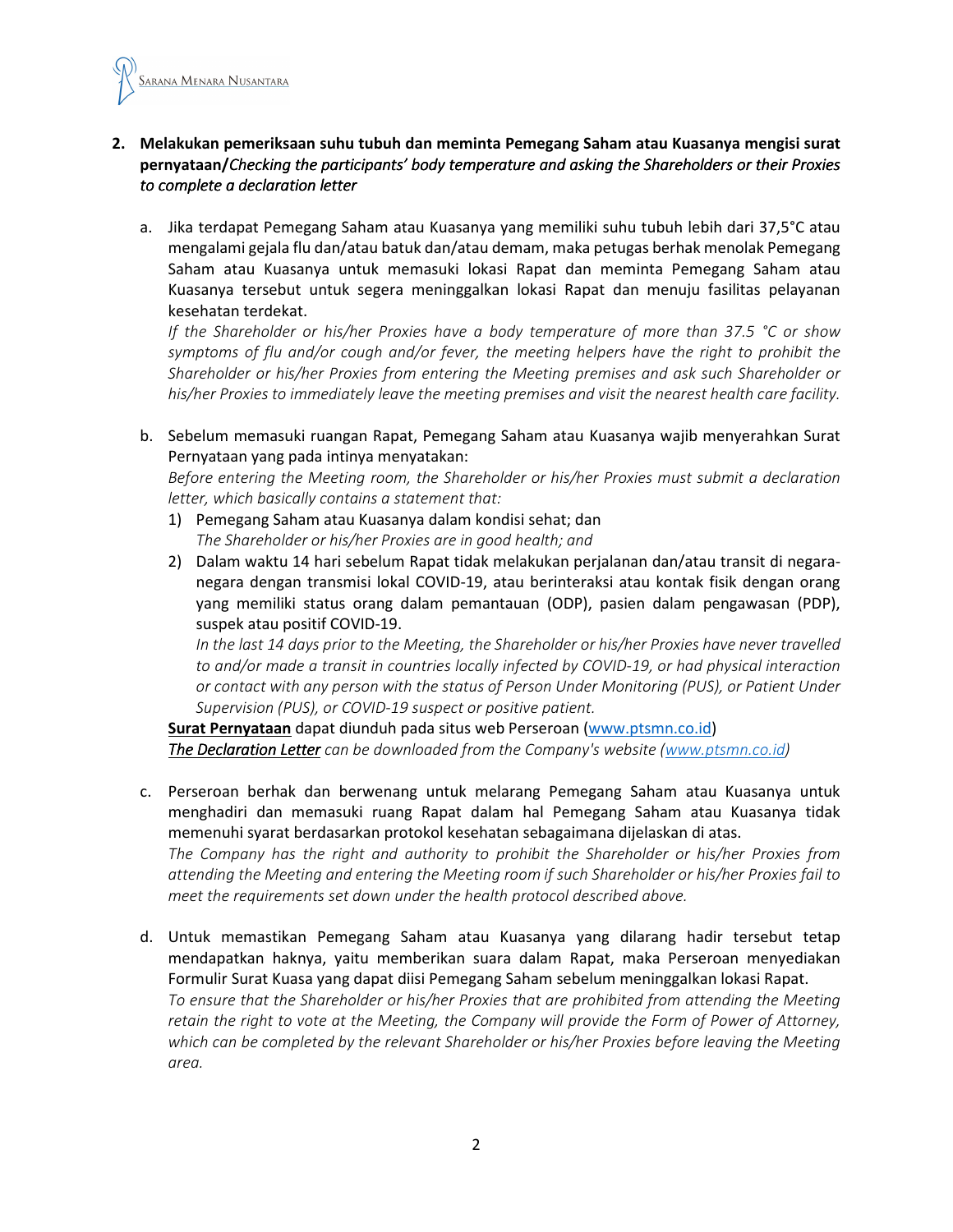2. **Melakukan pemeriksaan suhu tubuh dan meminta Pemegang Saham atau Kuasanya mengisi surat pernyataan/*Checking the participants' body temperature and asking the Shareholders or their Proxies to complete a declaration letter***

   a. Jika terdapat Pemegang Saham atau Kuasanya yang memiliki suhu tubuh lebih dari 37,5°C atau mengalami gejala flu dan/atau batuk dan/atau demam, maka petugas berhak menolak Pemegang Saham atau Kuasanya untuk memasuki lokasi Rapat dan meminta Pemegang Saham atau Kuasanya tersebut untuk segera meninggalkan lokasi Rapat dan menuju fasilitas pelayanan kesehatan terdekat.
   *If the Shareholder or his/her Proxies have a body temperature of more than 37.5 °C or show symptoms of flu and/or cough and/or fever, the meeting helpers have the right to prohibit the Shareholder or his/her Proxies from entering the Meeting premises and ask such Shareholder or his/her Proxies to immediately leave the meeting premises and visit the nearest health care facility.*

   b. Sebelum memasuki ruangan Rapat, Pemegang Saham atau Kuasanya wajib menyerahkan Surat Pernyataan yang pada intinya menyatakan:
   *Before entering the Meeting room, the Shareholder or his/her Proxies must submit a declaration letter, which basically contains a statement that:*

      1) Pemegang Saham atau Kuasanya dalam kondisi sehat; dan
      *The Shareholder or his/her Proxies are in good health; and*
      2) Dalam waktu 14 hari sebelum Rapat tidak melakukan perjalanan dan/atau transit di negara-negara dengan transmisi lokal COVID-19, atau berinteraksi atau kontak fisik dengan orang yang memiliki status orang dalam pemantauan (ODP), pasien dalam pengawasan (PDP), suspek atau positif COVID-19.
      *In the last 14 days prior to the Meeting, the Shareholder or his/her Proxies have never travelled to and/or made a transit in countries locally infected by COVID-19, or had physical interaction or contact with any person with the status of Person Under Monitoring (PUS), or Patient Under Supervision (PUS), or COVID-19 suspect or positive patient.*

   **Surat Pernyataan** dapat diunduh pada situs web Perseroan (www.ptsmn.co.id)
   ***The Declaration Letter** can be downloaded from the Company's website (www.ptsmn.co.id)*

   c. Perseroan berhak dan berwenang untuk melarang Pemegang Saham atau Kuasanya untuk menghadiri dan memasuki ruang Rapat dalam hal Pemegang Saham atau Kuasanya tidak memenuhi syarat berdasarkan protokol kesehatan sebagaimana dijelaskan di atas.
   *The Company has the right and authority to prohibit the Shareholder or his/her Proxies from attending the Meeting and entering the Meeting room if such Shareholder or his/her Proxies fail to meet the requirements set down under the health protocol described above.*

   d. Untuk memastikan Pemegang Saham atau Kuasanya yang dilarang hadir tersebut tetap mendapatkan haknya, yaitu memberikan suara dalam Rapat, maka Perseroan menyediakan Formulir Surat Kuasa yang dapat diisi Pemegang Saham sebelum meninggalkan lokasi Rapat.
   *To ensure that the Shareholder or his/her Proxies that are prohibited from attending the Meeting retain the right to vote at the Meeting, the Company will provide the Form of Power of Attorney, which can be completed by the relevant Shareholder or his/her Proxies before leaving the Meeting area.*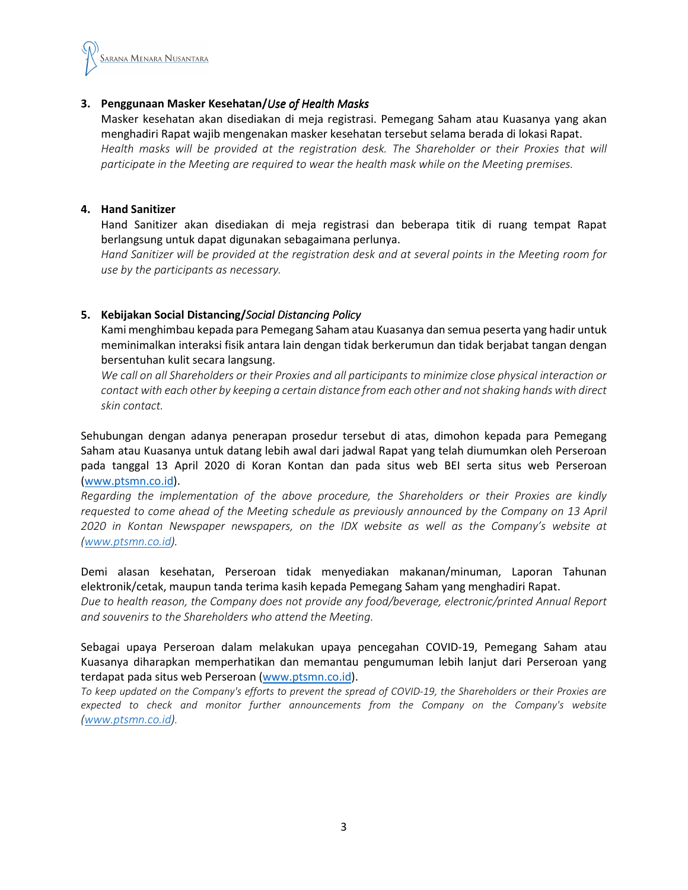3. **Penggunaan Masker Kesehatan/*Use of Health Masks***

   Masker kesehatan akan disediakan di meja registrasi. Pemegang Saham atau Kuasanya yang akan menghadiri Rapat wajib mengenakan masker kesehatan tersebut selama berada di lokasi Rapat.

   *Health masks will be provided at the registration desk. The Shareholder or their Proxies that will participate in the Meeting are required to wear the health mask while on the Meeting premises.*

4. **Hand Sanitizer**

   Hand Sanitizer akan disediakan di meja registrasi dan beberapa titik di ruang tempat Rapat berlangsung untuk dapat digunakan sebagaimana perlunya.

   *Hand Sanitizer will be provided at the registration desk and at several points in the Meeting room for use by the participants as necessary.*

5. **Kebijakan Social Distancing/*Social Distancing Policy***

   Kami menghimbau kepada para Pemegang Saham atau Kuasanya dan semua peserta yang hadir untuk meminimalkan interaksi fisik antara lain dengan tidak berkerumun dan tidak berjabat tangan dengan bersentuhan kulit secara langsung.

   *We call on all Shareholders or their Proxies and all participants to minimize close physical interaction or contact with each other by keeping a certain distance from each other and not shaking hands with direct skin contact.*

Sehubungan dengan adanya penerapan prosedur tersebut di atas, dimohon kepada para Pemegang Saham atau Kuasanya untuk datang lebih awal dari jadwal Rapat yang telah diumumkan oleh Perseroan pada tanggal 13 April 2020 di Koran Kontan dan pada situs web BEI serta situs web Perseroan (www.ptsmn.co.id).

*Regarding the implementation of the above procedure, the Shareholders or their Proxies are kindly requested to come ahead of the Meeting schedule as previously announced by the Company on 13 April 2020 in Kontan Newspaper newspapers, on the IDX website as well as the Company's website at (www.ptsmn.co.id).*

Demi alasan kesehatan, Perseroan tidak menyediakan makanan/minuman, Laporan Tahunan elektronik/cetak, maupun tanda terima kasih kepada Pemegang Saham yang menghadiri Rapat.

*Due to health reason, the Company does not provide any food/beverage, electronic/printed Annual Report and souvenirs to the Shareholders who attend the Meeting.*

Sebagai upaya Perseroan dalam melakukan upaya pencegahan COVID-19, Pemegang Saham atau Kuasanya diharapkan memperhatikan dan memantau pengumuman lebih lanjut dari Perseroan yang terdapat pada situs web Perseroan (www.ptsmn.co.id).

*To keep updated on the Company's efforts to prevent the spread of COVID-19, the Shareholders or their Proxies are expected to check and monitor further announcements from the Company on the Company's website (www.ptsmn.co.id).*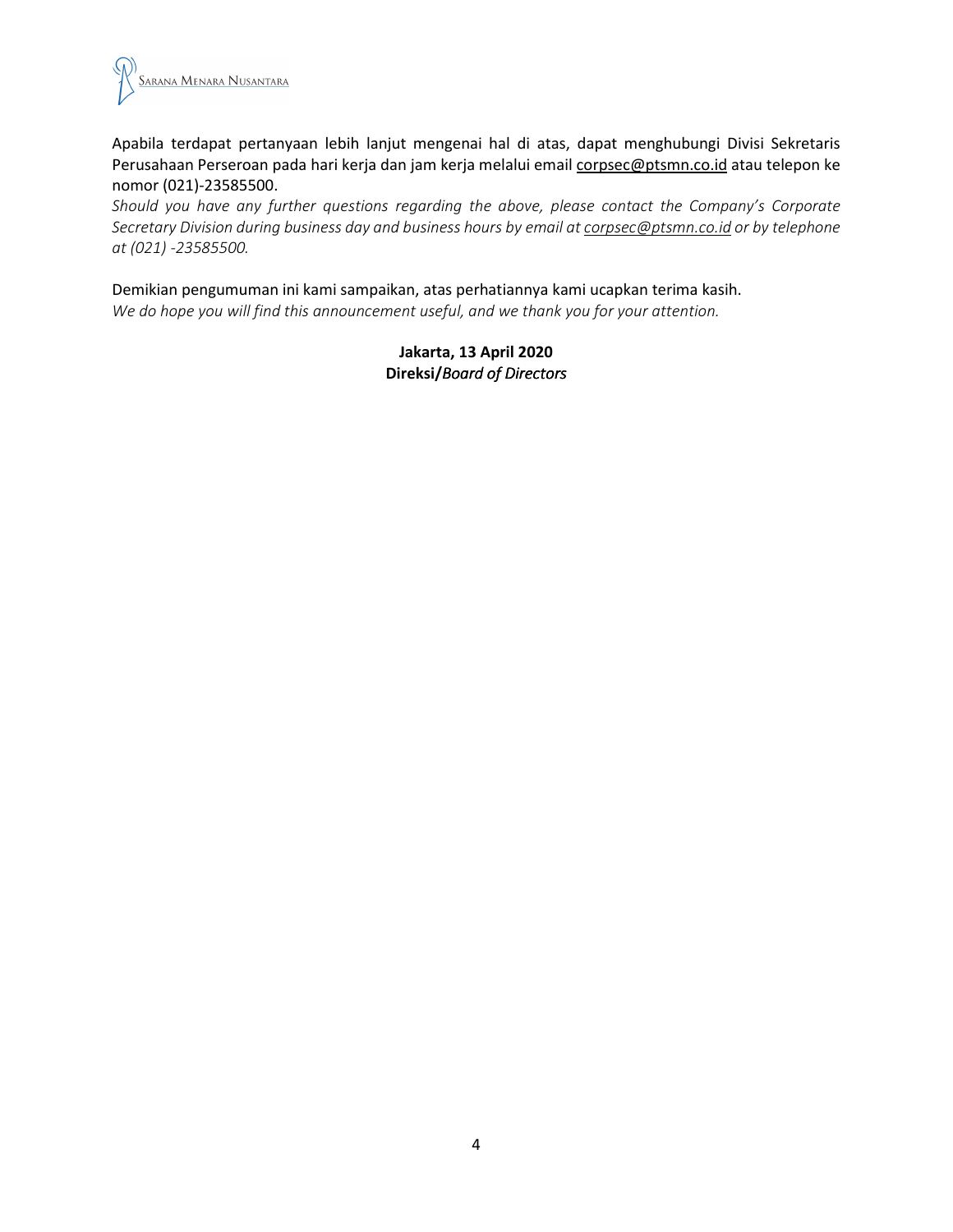Apabila terdapat pertanyaan lebih lanjut mengenai hal di atas, dapat menghubungi Divisi Sekretaris Perusahaan Perseroan pada hari kerja dan jam kerja melalui email corpsec@ptsmn.co.id atau telepon ke nomor (021)-23585500.
*Should you have any further questions regarding the above, please contact the Company's Corporate Secretary Division during business day and business hours by email at corpsec@ptsmn.co.id or by telephone at (021) -23585500.*

Demikian pengumuman ini kami sampaikan, atas perhatiannya kami ucapkan terima kasih.
*We do hope you will find this announcement useful, and we thank you for your attention.*

**Jakarta, 13 April 2020**
**Direksi/*Board of Directors***